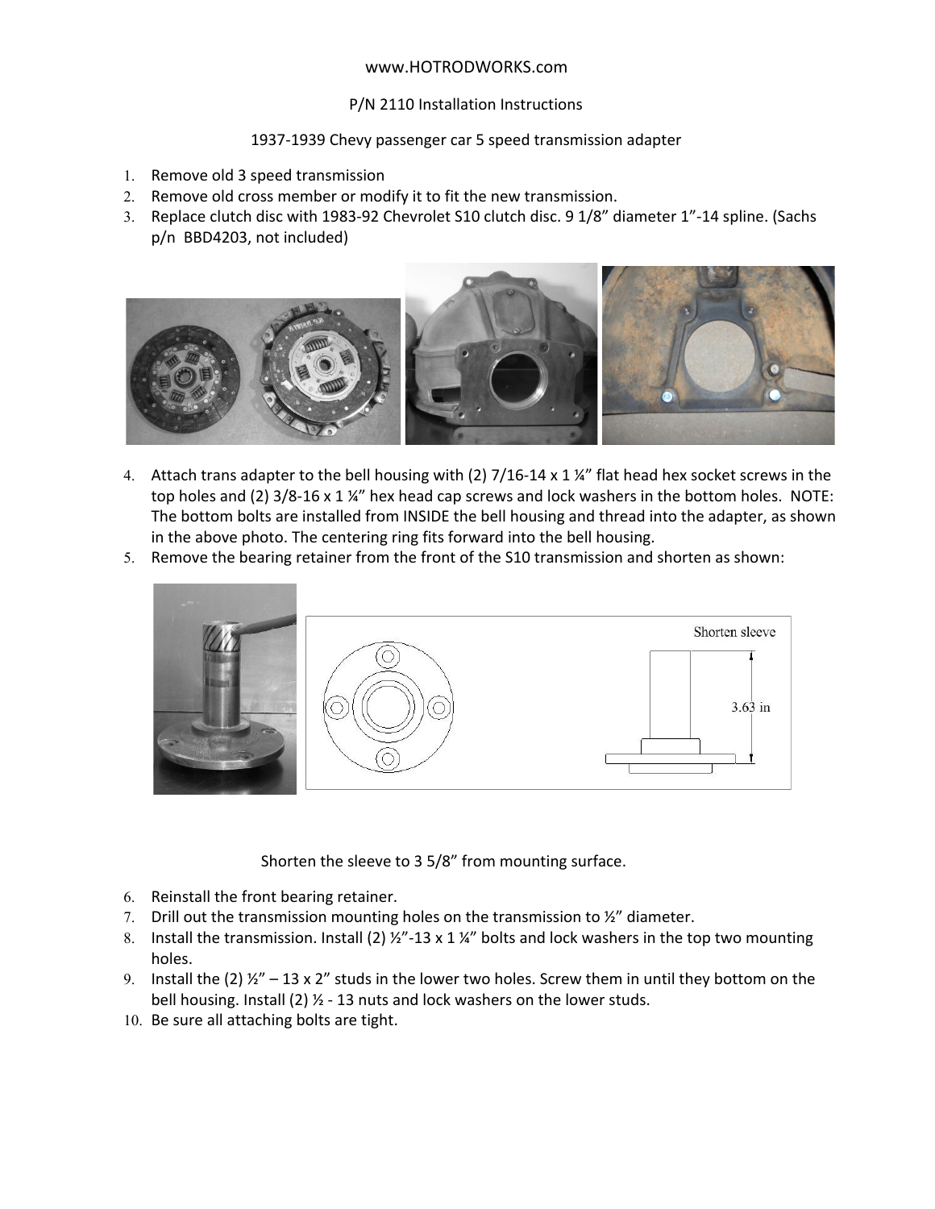www.HOTRODWORKS.com

P/N 2110 Installation Instructions

1937-1939 Chevy passenger car 5 speed transmission adapter

1. Remove old 3 speed transmission
2. Remove old cross member or modify it to fit the new transmission.
3. Replace clutch disc with 1983-92 Chevrolet S10 clutch disc. 9 1/8" diameter 1"-14 spline. (Sachs p/n BBD4203, not included)
4. Attach trans adapter to the bell housing with (2) 7/16-14 x 1 ¼" flat head hex socket screws in the top holes and (2) 3/8-16 x 1 ¼" hex head cap screws and lock washers in the bottom holes. NOTE: The bottom bolts are installed from INSIDE the bell housing and thread into the adapter, as shown in the above photo. The centering ring fits forward into the bell housing.
5. Remove the bearing retainer from the front of the S10 transmission and shorten as shown:

Shorten sleeve

3.63 in

Shorten the sleeve to 3 5/8" from mounting surface.

6. Reinstall the front bearing retainer.
7. Drill out the transmission mounting holes on the transmission to ½" diameter.
8. Install the transmission. Install (2) ½"-13 x 1 ¼" bolts and lock washers in the top two mounting holes.
9. Install the (2) ½" – 13 x 2" studs in the lower two holes. Screw them in until they bottom on the bell housing. Install (2) ½ - 13 nuts and lock washers on the lower studs.
10. Be sure all attaching bolts are tight.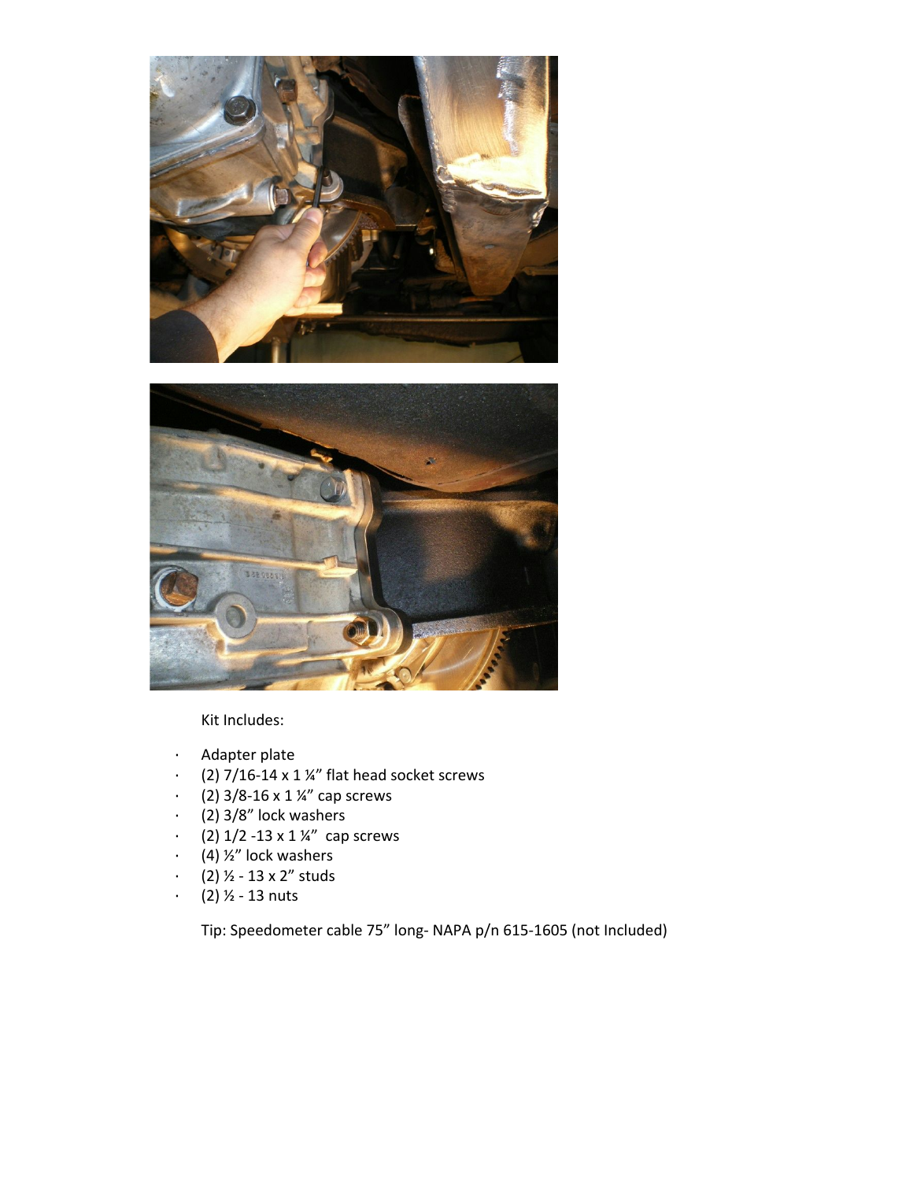Kit Includes:

- Adapter plate
- (2) 7/16-14 x 1 ¼" flat head socket screws
- (2) 3/8-16 x 1 ¼" cap screws
- (2) 3/8" lock washers
- (2) 1/2 -13 x 1 ¼"  cap screws
- (4) ½" lock washers
- (2) ½ - 13 x 2" studs
- (2) ½ - 13 nuts

Tip: Speedometer cable 75" long- NAPA p/n 615-1605 (not Included)